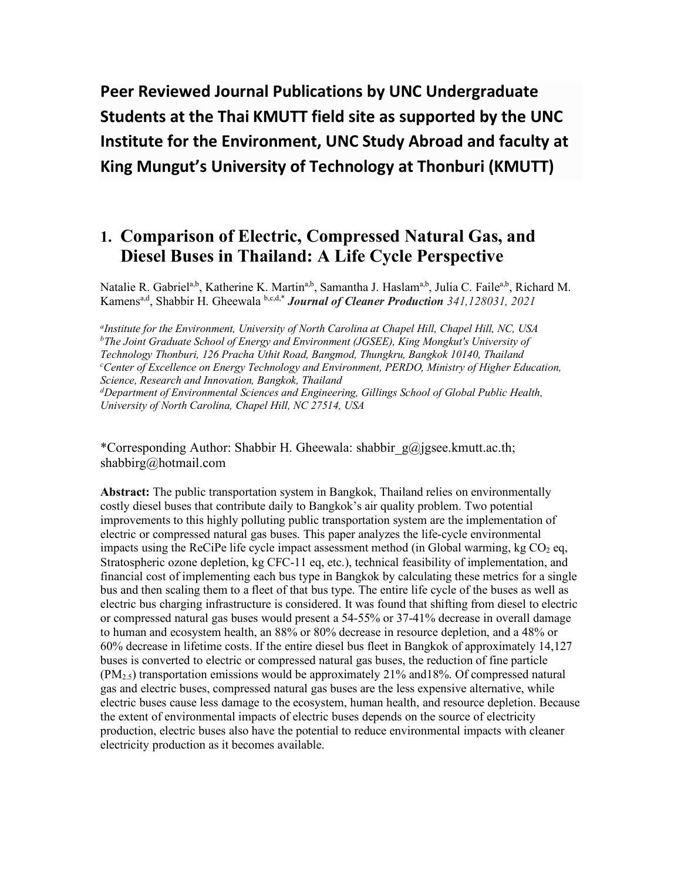# Peer Reviewed Journal Publications by UNC Undergraduate Students at the Thai KMUTT field site as supported by the UNC Institute for the Environment, UNC Study Abroad and faculty at King Mungut's University of Technology at Thonburi (KMUTT)

## 1. Comparison of Electric, Compressed Natural Gas, and Diesel Buses in Thailand: A Life Cycle Perspective

Natalie R. Gabriel[a,b], Katherine K. Martin[a,b], Samantha J. Haslam[a,b], Julia C. Faile[a,b], Richard M. Kamens[a,d], Shabbir H. Gheewala [b,c,d,*] ***Journal of Cleaner Production** 341,128031, 2021*

*[a]Institute for the Environment, University of North Carolina at Chapel Hill, Chapel Hill, NC, USA*
*[b]The Joint Graduate School of Energy and Environment (JGSEE), King Mongkut's University of Technology Thonburi, 126 Pracha Uthit Road, Bangmod, Thungkru, Bangkok 10140, Thailand*
*[c]Center of Excellence on Energy Technology and Environment, PERDO, Ministry of Higher Education, Science, Research and Innovation, Bangkok, Thailand*
*[d]Department of Environmental Sciences and Engineering, Gillings School of Global Public Health, University of North Carolina, Chapel Hill, NC 27514, USA*

*Corresponding Author: Shabbir H. Gheewala: shabbir_g@jgsee.kmutt.ac.th; shabbirg@hotmail.com

**Abstract:** The public transportation system in Bangkok, Thailand relies on environmentally costly diesel buses that contribute daily to Bangkok's air quality problem. Two potential improvements to this highly polluting public transportation system are the implementation of electric or compressed natural gas buses. This paper analyzes the life-cycle environmental impacts using the ReCiPe life cycle impact assessment method (in Global warming, kg $CO_2$ eq, Stratospheric ozone depletion, kg CFC-11 eq, etc.), technical feasibility of implementation, and financial cost of implementing each bus type in Bangkok by calculating these metrics for a single bus and then scaling them to a fleet of that bus type. The entire life cycle of the buses as well as electric bus charging infrastructure is considered. It was found that shifting from diesel to electric or compressed natural gas buses would present a 54-55% or 37-41% decrease in overall damage to human and ecosystem health, an 88% or 80% decrease in resource depletion, and a 48% or 60% decrease in lifetime costs. If the entire diesel bus fleet in Bangkok of approximately 14,127 buses is converted to electric or compressed natural gas buses, the reduction of fine particle ($PM_{2.5}$) transportation emissions would be approximately 21% and18%. Of compressed natural gas and electric buses, compressed natural gas buses are the less expensive alternative, while electric buses cause less damage to the ecosystem, human health, and resource depletion. Because the extent of environmental impacts of electric buses depends on the source of electricity production, electric buses also have the potential to reduce environmental impacts with cleaner electricity production as it becomes available.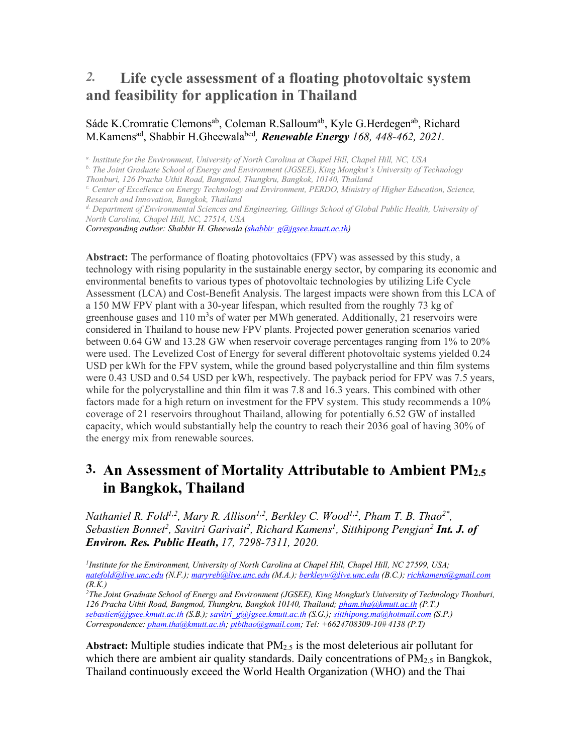## 2. Life cycle assessment of a floating photovoltaic system and feasibility for application in Thailand

Sáde K.Cromratie Clemons[ab], Coleman R.Salloum[ab], Kyle G.Herdegen[ab], Richard M.Kamens[ad], Shabbir H.Gheewala[bcd], ***Renewable Energy** 168, 448-462, 2021.*

*[a] Institute for the Environment, University of North Carolina at Chapel Hill, Chapel Hill, NC, USA*
*[b] The Joint Graduate School of Energy and Environment (JGSEE), King Mongkut's University of Technology Thonburi, 126 Pracha Uthit Road, Bangmod, Thungkru, Bangkok, 10140, Thailand*
*[c] Center of Excellence on Energy Technology and Environment, PERDO, Ministry of Higher Education, Science, Research and Innovation, Bangkok, Thailand*
*[d] Department of Environmental Sciences and Engineering, Gillings School of Global Public Health, University of North Carolina, Chapel Hill, NC, 27514, USA*
*Corresponding author: Shabbir H. Gheewala (shabbir_g@jgsee.kmutt.ac.th)*

**Abstract:** The performance of floating photovoltaics (FPV) was assessed by this study, a technology with rising popularity in the sustainable energy sector, by comparing its economic and environmental benefits to various types of photovoltaic technologies by utilizing Life Cycle Assessment (LCA) and Cost-Benefit Analysis. The largest impacts were shown from this LCA of a 150 MW FPV plant with a 30-year lifespan, which resulted from the roughly 73 kg of greenhouse gases and 110 $m^3$s of water per MWh generated. Additionally, 21 reservoirs were considered in Thailand to house new FPV plants. Projected power generation scenarios varied between 0.64 GW and 13.28 GW when reservoir coverage percentages ranging from 1% to 20% were used. The Levelized Cost of Energy for several different photovoltaic systems yielded 0.24 USD per kWh for the FPV system, while the ground based polycrystalline and thin film systems were 0.43 USD and 0.54 USD per kWh, respectively. The payback period for FPV was 7.5 years, while for the polycrystalline and thin film it was 7.8 and 16.3 years. This combined with other factors made for a high return on investment for the FPV system. This study recommends a 10% coverage of 21 reservoirs throughout Thailand, allowing for potentially 6.52 GW of installed capacity, which would substantially help the country to reach their 2036 goal of having 30% of the energy mix from renewable sources.

## 3. An Assessment of Mortality Attributable to Ambient $PM_{2.5}$ in Bangkok, Thailand

*Nathaniel R. Fold[1,2], Mary R. Allison[1,2], Berkley C. Wood[1,2], Pham T. B. Thao[2*], Sebastien Bonnet[2], Savitri Garivait[2], Richard Kamens[1], Sitthipong Pengjan[2]* ***Int. J. of Environ. Res. Public Heath**, 17, 7298-7311, 2020.*

*[1]Institute for the Environment, University of North Carolina at Chapel Hill, Chapel Hill, NC 27599, USA; natefold@live.unc.edu (N.F.); maryreb@live.unc.edu (M.A.); berkleyw@live.unc.edu (B.C.); richkamens@gmail.com (R.K.)*
*[2]The Joint Graduate School of Energy and Environment (JGSEE), King Mongkut's University of Technology Thonburi, 126 Pracha Uthit Road, Bangmod, Thungkru, Bangkok 10140, Thailand; pham.tha@kmutt.ac.th (P.T.) sebastien@jgsee.kmutt.ac.th (S.B.); savitri_g@jgsee.kmutt.ac.th (S.G.); sitthipong.ma@hotmail.com (S.P.)*
*Correspondence: pham.tha@kmutt.ac.th; ptbthao@gmail.com; Tel: +6624708309-10# 4138 (P.T)*

**Abstract:** Multiple studies indicate that $PM_{2.5}$ is the most deleterious air pollutant for which there are ambient air quality standards. Daily concentrations of $PM_{2.5}$ in Bangkok, Thailand continuously exceed the World Health Organization (WHO) and the Thai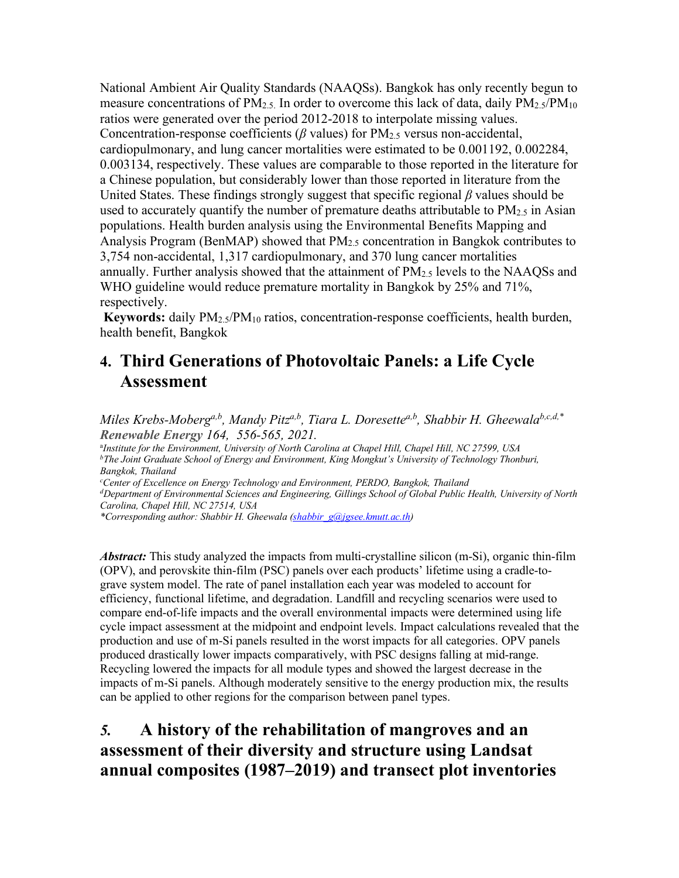National Ambient Air Quality Standards (NAAQSs). Bangkok has only recently begun to measure concentrations of $PM_{2.5}$. In order to overcome this lack of data, daily $PM_{2.5}/PM_{10}$ ratios were generated over the period 2012-2018 to interpolate missing values. Concentration-response coefficients ($\beta$ values) for $PM_{2.5}$ versus non-accidental, cardiopulmonary, and lung cancer mortalities were estimated to be 0.001192, 0.002284, 0.003134, respectively. These values are comparable to those reported in the literature for a Chinese population, but considerably lower than those reported in literature from the United States. These findings strongly suggest that specific regional $\beta$ values should be used to accurately quantify the number of premature deaths attributable to $PM_{2.5}$ in Asian populations. Health burden analysis using the Environmental Benefits Mapping and Analysis Program (BenMAP) showed that $PM_{2.5}$ concentration in Bangkok contributes to 3,754 non-accidental, 1,317 cardiopulmonary, and 370 lung cancer mortalities annually. Further analysis showed that the attainment of $PM_{2.5}$ levels to the NAAQSs and WHO guideline would reduce premature mortality in Bangkok by 25% and 71%, respectively.

**Keywords:** daily $PM_{2.5}/PM_{10}$ ratios, concentration-response coefficients, health burden, health benefit, Bangkok

## 4. Third Generations of Photovoltaic Panels: a Life Cycle Assessment

*Miles Krebs-Moberg[a,b], Mandy Pitz[a,b], Tiara L. Doresette[a,b], Shabbir H. Gheewala[b,c,d,*]*
***Renewable Energy 164, 556-565, 2021.***

*[a]Institute for the Environment, University of North Carolina at Chapel Hill, Chapel Hill, NC 27599, USA*
*[b]The Joint Graduate School of Energy and Environment, King Mongkut's University of Technology Thonburi, Bangkok, Thailand*
*[c]Center of Excellence on Energy Technology and Environment, PERDO, Bangkok, Thailand*
*[d]Department of Environmental Sciences and Engineering, Gillings School of Global Public Health, University of North Carolina, Chapel Hill, NC 27514, USA*
*\*Corresponding author: Shabbir H. Gheewala (shabbir_g@jgsee.kmutt.ac.th)*

***Abstract:*** This study analyzed the impacts from multi-crystalline silicon (m-Si), organic thin-film (OPV), and perovskite thin-film (PSC) panels over each products' lifetime using a cradle-to-grave system model. The rate of panel installation each year was modeled to account for efficiency, functional lifetime, and degradation. Landfill and recycling scenarios were used to compare end-of-life impacts and the overall environmental impacts were determined using life cycle impact assessment at the midpoint and endpoint levels. Impact calculations revealed that the production and use of m-Si panels resulted in the worst impacts for all categories. OPV panels produced drastically lower impacts comparatively, with PSC designs falling at mid-range. Recycling lowered the impacts for all module types and showed the largest decrease in the impacts of m-Si panels. Although moderately sensitive to the energy production mix, the results can be applied to other regions for the comparison between panel types.

## *5.* A history of the rehabilitation of mangroves and an assessment of their diversity and structure using Landsat annual composites (1987–2019) and transect plot inventories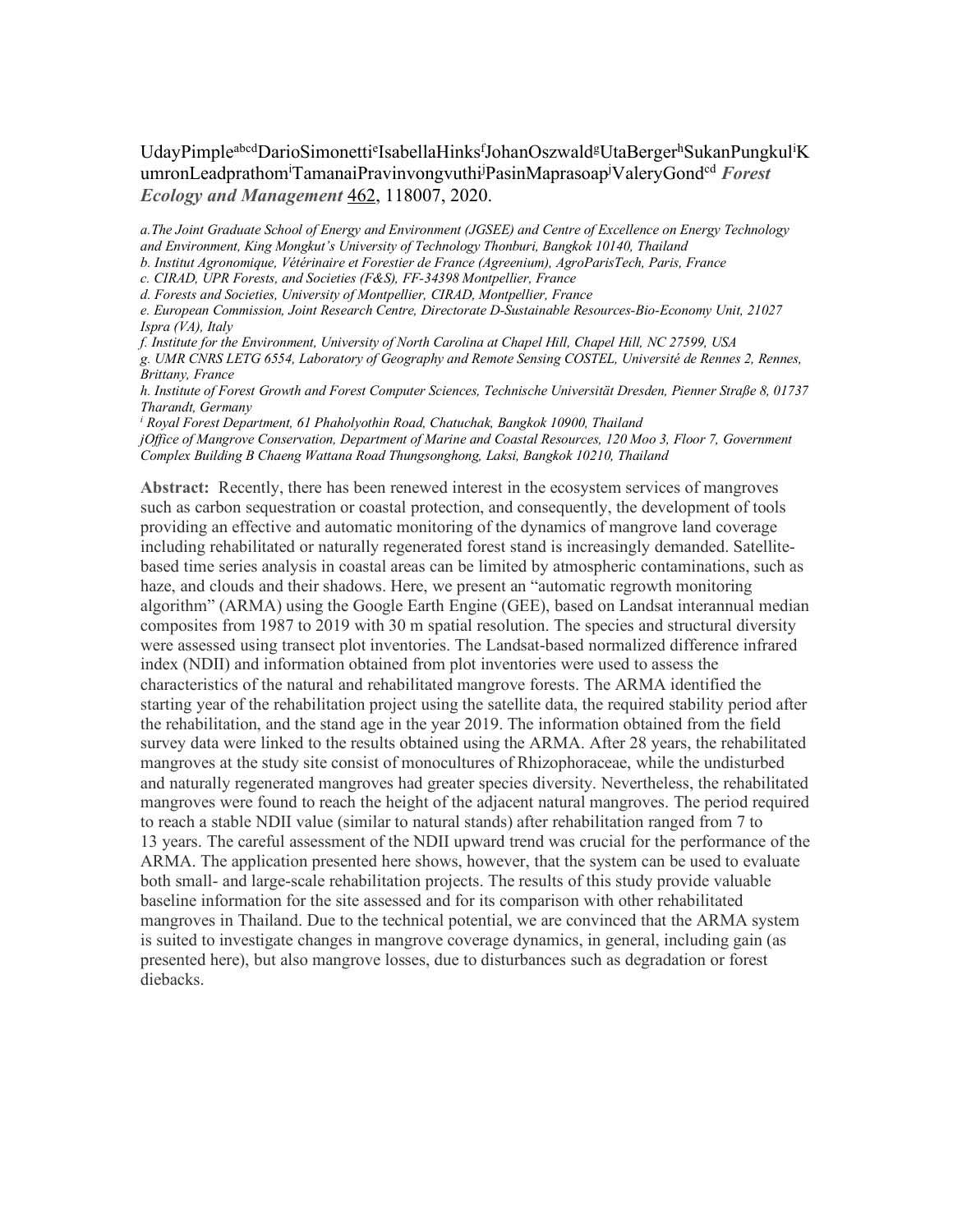UdayPimple[abcd]DarioSimonetti[e]IsabellaHinks[f]JohanOszwald[g]UtaBerger[h]SukanPungkul[i]KumronLeadprathom[i]TamanaiPravinvongvuthi[j]PasinMaprasoap[j]ValeryGond[cd] ***Forest Ecology and Management*** 462, 118007, 2020.

*a.The Joint Graduate School of Energy and Environment (JGSEE) and Centre of Excellence on Energy Technology and Environment, King Mongkut's University of Technology Thonburi, Bangkok 10140, Thailand*

*b. Institut Agronomique, Vétérinaire et Forestier de France (Agreenium), AgroParisTech, Paris, France*

*c. CIRAD, UPR Forests, and Societies (F&S), FF-34398 Montpellier, France*

*d. Forests and Societies, University of Montpellier, CIRAD, Montpellier, France*

*e. European Commission, Joint Research Centre, Directorate D-Sustainable Resources-Bio-Economy Unit, 21027 Ispra (VA), Italy*

*f. Institute for the Environment, University of North Carolina at Chapel Hill, Chapel Hill, NC 27599, USA*

*g. UMR CNRS LETG 6554, Laboratory of Geography and Remote Sensing COSTEL, Université de Rennes 2, Rennes, Brittany, France*

*h. Institute of Forest Growth and Forest Computer Sciences, Technische Universität Dresden, Pienner Straße 8, 01737 Tharandt, Germany*

*[i] Royal Forest Department, 61 Phaholyothin Road, Chatuchak, Bangkok 10900, Thailand*

*jOffice of Mangrove Conservation, Department of Marine and Coastal Resources, 120 Moo 3, Floor 7, Government Complex Building B Chaeng Wattana Road Thungsonghong, Laksi, Bangkok 10210, Thailand*

**Abstract:** Recently, there has been renewed interest in the ecosystem services of mangroves such as carbon sequestration or coastal protection, and consequently, the development of tools providing an effective and automatic monitoring of the dynamics of mangrove land coverage including rehabilitated or naturally regenerated forest stand is increasingly demanded. Satellite-based time series analysis in coastal areas can be limited by atmospheric contaminations, such as haze, and clouds and their shadows. Here, we present an "automatic regrowth monitoring algorithm" (ARMA) using the Google Earth Engine (GEE), based on Landsat interannual median composites from 1987 to 2019 with 30 m spatial resolution. The species and structural diversity were assessed using transect plot inventories. The Landsat-based normalized difference infrared index (NDII) and information obtained from plot inventories were used to assess the characteristics of the natural and rehabilitated mangrove forests. The ARMA identified the starting year of the rehabilitation project using the satellite data, the required stability period after the rehabilitation, and the stand age in the year 2019. The information obtained from the field survey data were linked to the results obtained using the ARMA. After 28 years, the rehabilitated mangroves at the study site consist of monocultures of Rhizophoraceae, while the undisturbed and naturally regenerated mangroves had greater species diversity. Nevertheless, the rehabilitated mangroves were found to reach the height of the adjacent natural mangroves. The period required to reach a stable NDII value (similar to natural stands) after rehabilitation ranged from 7 to 13 years. The careful assessment of the NDII upward trend was crucial for the performance of the ARMA. The application presented here shows, however, that the system can be used to evaluate both small- and large-scale rehabilitation projects. The results of this study provide valuable baseline information for the site assessed and for its comparison with other rehabilitated mangroves in Thailand. Due to the technical potential, we are convinced that the ARMA system is suited to investigate changes in mangrove coverage dynamics, in general, including gain (as presented here), but also mangrove losses, due to disturbances such as degradation or forest diebacks.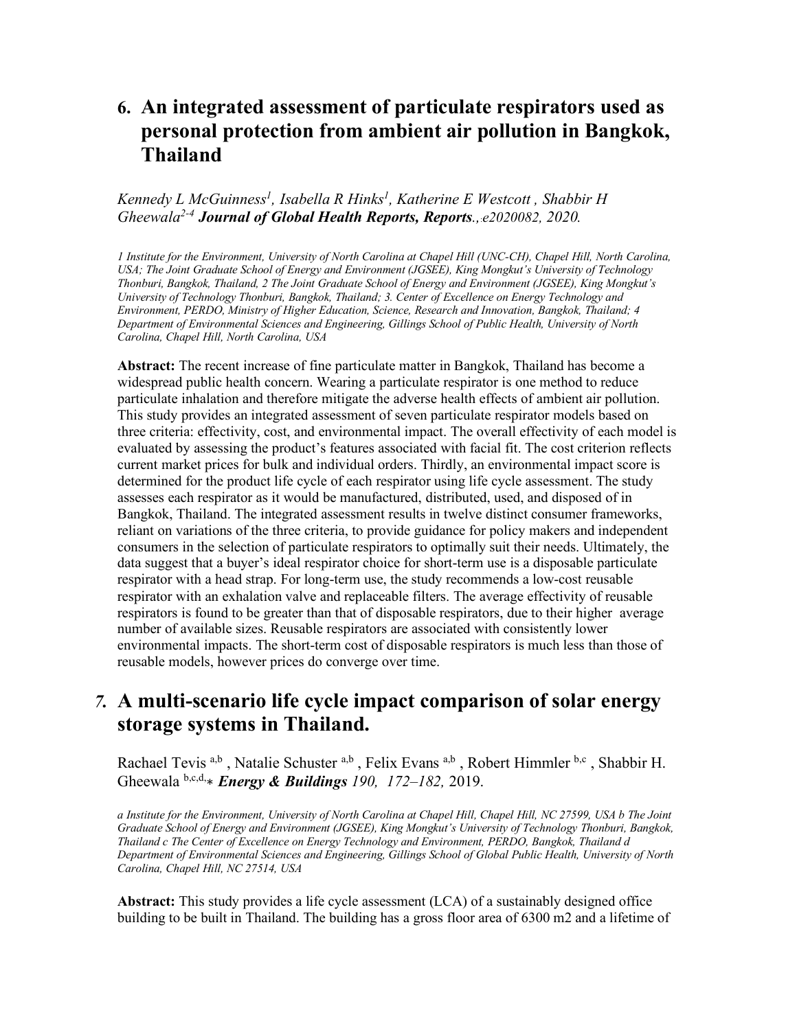## 6. An integrated assessment of particulate respirators used as personal protection from ambient air pollution in Bangkok, Thailand

*Kennedy L McGuinness[1], Isabella R Hinks[1], Katherine E Westcott , Shabbir H Gheewala[2-4]* ***Journal of Global Health Reports, Reports****.,:e2020082, 2020.*

*1 Institute for the Environment, University of North Carolina at Chapel Hill (UNC-CH), Chapel Hill, North Carolina, USA; The Joint Graduate School of Energy and Environment (JGSEE), King Mongkut's University of Technology Thonburi, Bangkok, Thailand, 2 The Joint Graduate School of Energy and Environment (JGSEE), King Mongkut's University of Technology Thonburi, Bangkok, Thailand; 3. Center of Excellence on Energy Technology and Environment, PERDO, Ministry of Higher Education, Science, Research and Innovation, Bangkok, Thailand; 4 Department of Environmental Sciences and Engineering, Gillings School of Public Health, University of North Carolina, Chapel Hill, North Carolina, USA*

**Abstract:** The recent increase of fine particulate matter in Bangkok, Thailand has become a widespread public health concern. Wearing a particulate respirator is one method to reduce particulate inhalation and therefore mitigate the adverse health effects of ambient air pollution. This study provides an integrated assessment of seven particulate respirator models based on three criteria: effectivity, cost, and environmental impact. The overall effectivity of each model is evaluated by assessing the product's features associated with facial fit. The cost criterion reflects current market prices for bulk and individual orders. Thirdly, an environmental impact score is determined for the product life cycle of each respirator using life cycle assessment. The study assesses each respirator as it would be manufactured, distributed, used, and disposed of in Bangkok, Thailand. The integrated assessment results in twelve distinct consumer frameworks, reliant on variations of the three criteria, to provide guidance for policy makers and independent consumers in the selection of particulate respirators to optimally suit their needs. Ultimately, the data suggest that a buyer's ideal respirator choice for short-term use is a disposable particulate respirator with a head strap. For long-term use, the study recommends a low-cost reusable respirator with an exhalation valve and replaceable filters. The average effectivity of reusable respirators is found to be greater than that of disposable respirators, due to their higher average number of available sizes. Reusable respirators are associated with consistently lower environmental impacts. The short-term cost of disposable respirators is much less than those of reusable models, however prices do converge over time.

## 7. A multi-scenario life cycle impact comparison of solar energy storage systems in Thailand.

Rachael Tevis [a,b] , Natalie Schuster [a,b] , Felix Evans [a,b] , Robert Himmler [b,c] , Shabbir H. Gheewala [b,c,d,*] ***Energy & Buildings*** *190, 172–182,* 2019.

*a Institute for the Environment, University of North Carolina at Chapel Hill, Chapel Hill, NC 27599, USA b The Joint Graduate School of Energy and Environment (JGSEE), King Mongkut's University of Technology Thonburi, Bangkok, Thailand c The Center of Excellence on Energy Technology and Environment, PERDO, Bangkok, Thailand d Department of Environmental Sciences and Engineering, Gillings School of Global Public Health, University of North Carolina, Chapel Hill, NC 27514, USA*

**Abstract:** This study provides a life cycle assessment (LCA) of a sustainably designed office building to be built in Thailand. The building has a gross floor area of 6300 m2 and a lifetime of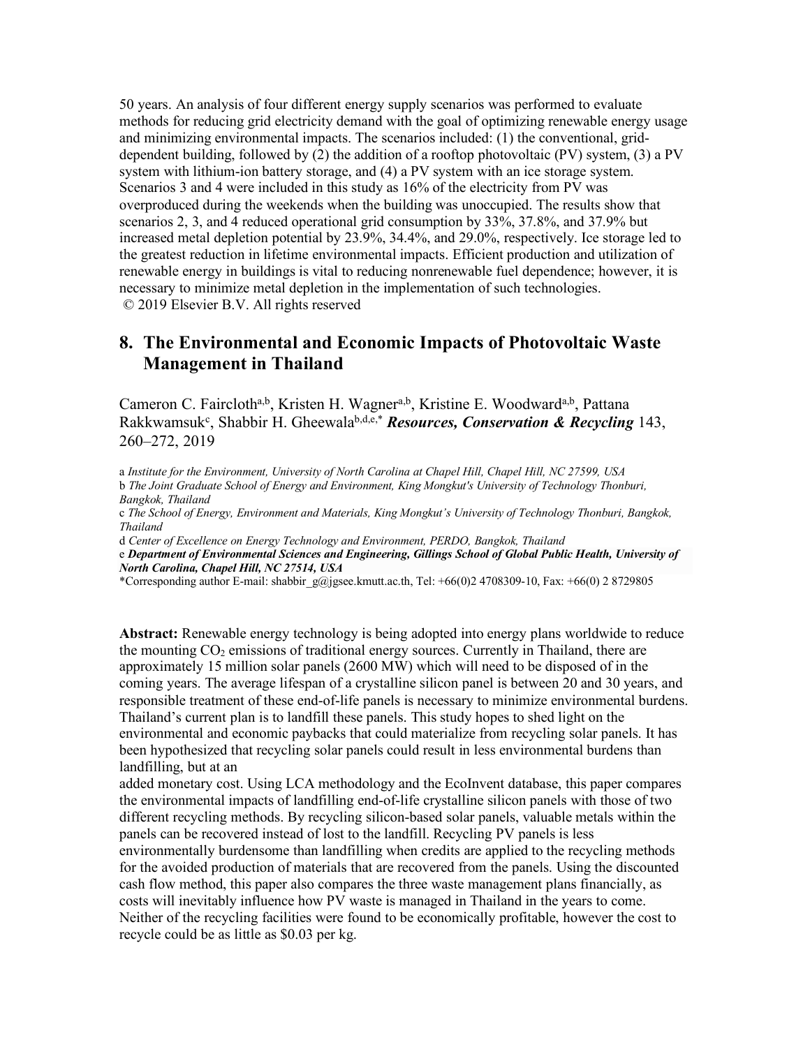50 years. An analysis of four different energy supply scenarios was performed to evaluate methods for reducing grid electricity demand with the goal of optimizing renewable energy usage and minimizing environmental impacts. The scenarios included: (1) the conventional, grid-dependent building, followed by (2) the addition of a rooftop photovoltaic (PV) system, (3) a PV system with lithium-ion battery storage, and (4) a PV system with an ice storage system. Scenarios 3 and 4 were included in this study as 16% of the electricity from PV was overproduced during the weekends when the building was unoccupied. The results show that scenarios 2, 3, and 4 reduced operational grid consumption by 33%, 37.8%, and 37.9% but increased metal depletion potential by 23.9%, 34.4%, and 29.0%, respectively. Ice storage led to the greatest reduction in lifetime environmental impacts. Efficient production and utilization of renewable energy in buildings is vital to reducing nonrenewable fuel dependence; however, it is necessary to minimize metal depletion in the implementation of such technologies.
© 2019 Elsevier B.V. All rights reserved

## 8. The Environmental and Economic Impacts of Photovoltaic Waste Management in Thailand

Cameron C. Faircloth[a,b], Kristen H. Wagner[a,b], Kristine E. Woodward[a,b], Pattana Rakkwamsuk[c], Shabbir H. Gheewala[b,d,e,*] ***Resources, Conservation & Recycling*** 143, 260–272, 2019

a *Institute for the Environment, University of North Carolina at Chapel Hill, Chapel Hill, NC 27599, USA*
b *The Joint Graduate School of Energy and Environment, King Mongkut's University of Technology Thonburi, Bangkok, Thailand*
c *The School of Energy, Environment and Materials, King Mongkut's University of Technology Thonburi, Bangkok, Thailand*
d *Center of Excellence on Energy Technology and Environment, PERDO, Bangkok, Thailand*
e ***Department of Environmental Sciences and Engineering, Gillings School of Global Public Health, University of North Carolina, Chapel Hill, NC 27514, USA***
*Corresponding author E-mail: shabbir_g@jgsee.kmutt.ac.th, Tel: +66(0)2 4708309-10, Fax: +66(0) 2 8729805

**Abstract:** Renewable energy technology is being adopted into energy plans worldwide to reduce the mounting $CO_2$ emissions of traditional energy sources. Currently in Thailand, there are approximately 15 million solar panels (2600 MW) which will need to be disposed of in the coming years. The average lifespan of a crystalline silicon panel is between 20 and 30 years, and responsible treatment of these end-of-life panels is necessary to minimize environmental burdens. Thailand's current plan is to landfill these panels. This study hopes to shed light on the environmental and economic paybacks that could materialize from recycling solar panels. It has been hypothesized that recycling solar panels could result in less environmental burdens than landfilling, but at an added monetary cost. Using LCA methodology and the EcoInvent database, this paper compares the environmental impacts of landfilling end-of-life crystalline silicon panels with those of two different recycling methods. By recycling silicon-based solar panels, valuable metals within the panels can be recovered instead of lost to the landfill. Recycling PV panels is less environmentally burdensome than landfilling when credits are applied to the recycling methods for the avoided production of materials that are recovered from the panels. Using the discounted cash flow method, this paper also compares the three waste management plans financially, as costs will inevitably influence how PV waste is managed in Thailand in the years to come. Neither of the recycling facilities were found to be economically profitable, however the cost to recycle could be as little as $0.03 per kg.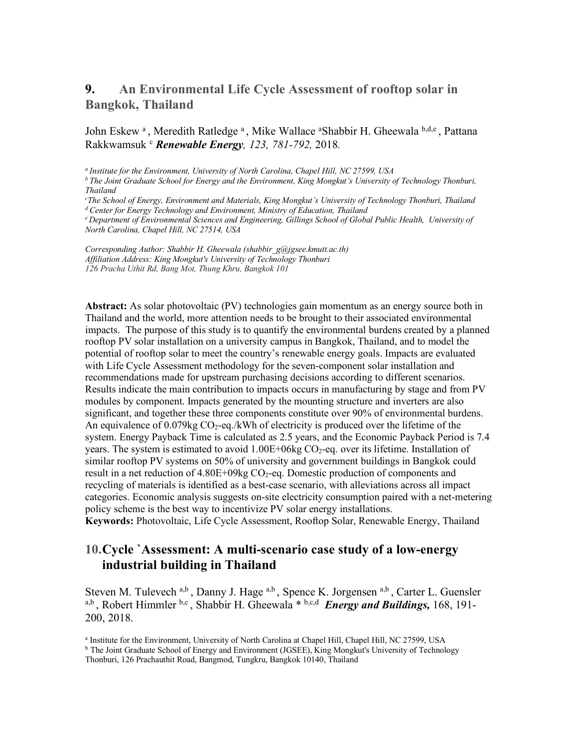## 9. An Environmental Life Cycle Assessment of rooftop solar in Bangkok, Thailand

John Eskew [a], Meredith Ratledge [a], Mike Wallace [a]Shabbir H. Gheewala [b,d,e], Pattana Rakkwamsuk [c] ***Renewable Energy**, 123, 781-792,* 2018.

*[a] Institute for the Environment, University of North Carolina, Chapel Hill, NC 27599, USA*
*[b] The Joint Graduate School for Energy and the Environment, King Mongkut's University of Technology Thonburi, Thailand*
*[c]The School of Energy, Environment and Materials, King Mongkut's University of Technology Thonburi, Thailand*
*[d] Center for Energy Technology and Environment, Ministry of Education, Thailand*
*[e] Department of Environmental Sciences and Engineering, Gillings School of Global Public Health, University of North Carolina, Chapel Hill, NC 27514, USA*

*Corresponding Author: Shabbir H. Gheewala (shabbir_g@jgsee.kmutt.ac.th)*
*Affiliation Address: King Mongkut's University of Technology Thonburi*
*126 Pracha Uthit Rd, Bang Mot, Thung Khru, Bangkok 101*

**Abstract:** As solar photovoltaic (PV) technologies gain momentum as an energy source both in Thailand and the world, more attention needs to be brought to their associated environmental impacts. The purpose of this study is to quantify the environmental burdens created by a planned rooftop PV solar installation on a university campus in Bangkok, Thailand, and to model the potential of rooftop solar to meet the country's renewable energy goals. Impacts are evaluated with Life Cycle Assessment methodology for the seven-component solar installation and recommendations made for upstream purchasing decisions according to different scenarios. Results indicate the main contribution to impacts occurs in manufacturing by stage and from PV modules by component. Impacts generated by the mounting structure and inverters are also significant, and together these three components constitute over 90% of environmental burdens. An equivalence of 0.079kg $CO_2$-eq./kWh of electricity is produced over the lifetime of the system. Energy Payback Time is calculated as 2.5 years, and the Economic Payback Period is 7.4 years. The system is estimated to avoid 1.00E+06kg $CO_2$-eq. over its lifetime. Installation of similar rooftop PV systems on 50% of university and government buildings in Bangkok could result in a net reduction of 4.80E+09kg $CO_2$-eq. Domestic production of components and recycling of materials is identified as a best-case scenario, with alleviations across all impact categories. Economic analysis suggests on-site electricity consumption paired with a net-metering policy scheme is the best way to incentivize PV solar energy installations.
**Keywords:** Photovoltaic, Life Cycle Assessment, Rooftop Solar, Renewable Energy, Thailand

## 10. Cycle `Assessment: A multi-scenario case study of a low-energy industrial building in Thailand

Steven M. Tulevech [a,b], Danny J. Hage [a,b], Spence K. Jorgensen [a,b], Carter L. Guensler [a,b], Robert Himmler [b,c], Shabbir H. Gheewala * [b,c,d] ***Energy and Buildings,*** 168, 191-200, 2018.

[a] Institute for the Environment, University of North Carolina at Chapel Hill, Chapel Hill, NC 27599, USA
[b] The Joint Graduate School of Energy and Environment (JGSEE), King Mongkut's University of Technology Thonburi, 126 Prachauthit Road, Bangmod, Tungkru, Bangkok 10140, Thailand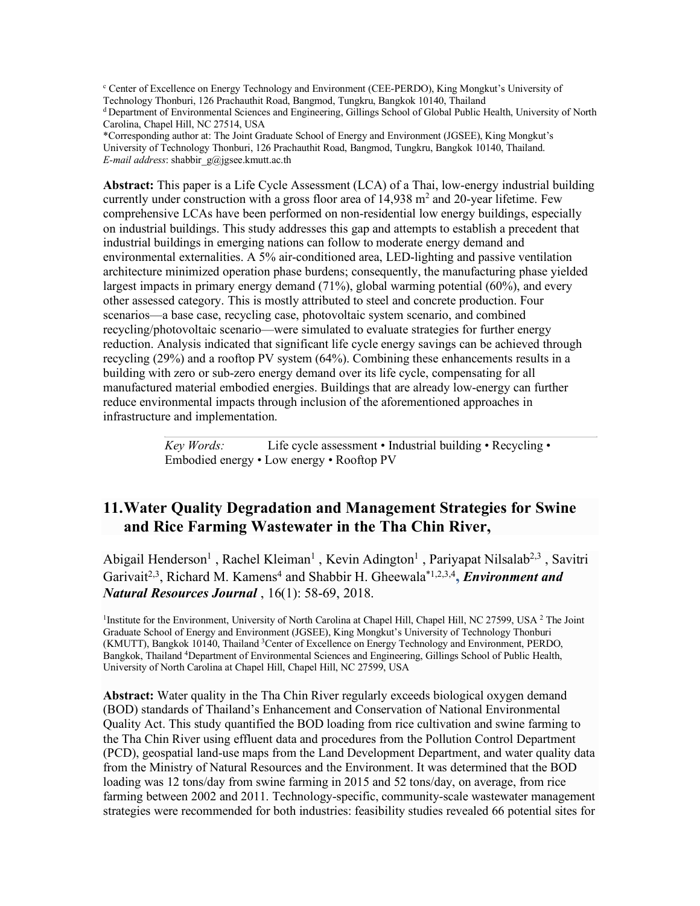[c] Center of Excellence on Energy Technology and Environment (CEE-PERDO), King Mongkut's University of Technology Thonburi, 126 Prachauthit Road, Bangmod, Tungkru, Bangkok 10140, Thailand
[d] Department of Environmental Sciences and Engineering, Gillings School of Global Public Health, University of North Carolina, Chapel Hill, NC 27514, USA
*Corresponding author at: The Joint Graduate School of Energy and Environment (JGSEE), King Mongkut's University of Technology Thonburi, 126 Prachauthit Road, Bangmod, Tungkru, Bangkok 10140, Thailand.
*E-mail address*: shabbir_g@jgsee.kmutt.ac.th

**Abstract:** This paper is a Life Cycle Assessment (LCA) of a Thai, low-energy industrial building currently under construction with a gross floor area of 14,938 $m^2$ and 20-year lifetime. Few comprehensive LCAs have been performed on non-residential low energy buildings, especially on industrial buildings. This study addresses this gap and attempts to establish a precedent that industrial buildings in emerging nations can follow to moderate energy demand and environmental externalities. A 5% air-conditioned area, LED-lighting and passive ventilation architecture minimized operation phase burdens; consequently, the manufacturing phase yielded largest impacts in primary energy demand (71%), global warming potential (60%), and every other assessed category. This is mostly attributed to steel and concrete production. Four scenarios—a base case, recycling case, photovoltaic system scenario, and combined recycling/photovoltaic scenario—were simulated to evaluate strategies for further energy reduction. Analysis indicated that significant life cycle energy savings can be achieved through recycling (29%) and a rooftop PV system (64%). Combining these enhancements results in a building with zero or sub-zero energy demand over its life cycle, compensating for all manufactured material embodied energies. Buildings that are already low-energy can further reduce environmental impacts through inclusion of the aforementioned approaches in infrastructure and implementation.

*Key Words:* Life cycle assessment • Industrial building • Recycling • Embodied energy • Low energy • Rooftop PV

## 11. Water Quality Degradation and Management Strategies for Swine and Rice Farming Wastewater in the Tha Chin River,

Abigail Henderson[1] , Rachel Kleiman[1] , Kevin Adington[1] , Pariyapat Nilsalab[2,3] , Savitri Garivait[2,3], Richard M. Kamens[4] and Shabbir H. Gheewala*[1,2,3,4], ***Environment and Natural Resources Journal*** , 16(1): 58-69, 2018.

[1]Institute for the Environment, University of North Carolina at Chapel Hill, Chapel Hill, NC 27599, USA [2] The Joint Graduate School of Energy and Environment (JGSEE), King Mongkut's University of Technology Thonburi (KMUTT), Bangkok 10140, Thailand [3]Center of Excellence on Energy Technology and Environment, PERDO, Bangkok, Thailand [4]Department of Environmental Sciences and Engineering, Gillings School of Public Health, University of North Carolina at Chapel Hill, Chapel Hill, NC 27599, USA

**Abstract:** Water quality in the Tha Chin River regularly exceeds biological oxygen demand (BOD) standards of Thailand's Enhancement and Conservation of National Environmental Quality Act. This study quantified the BOD loading from rice cultivation and swine farming to the Tha Chin River using effluent data and procedures from the Pollution Control Department (PCD), geospatial land-use maps from the Land Development Department, and water quality data from the Ministry of Natural Resources and the Environment. It was determined that the BOD loading was 12 tons/day from swine farming in 2015 and 52 tons/day, on average, from rice farming between 2002 and 2011. Technology-specific, community-scale wastewater management strategies were recommended for both industries: feasibility studies revealed 66 potential sites for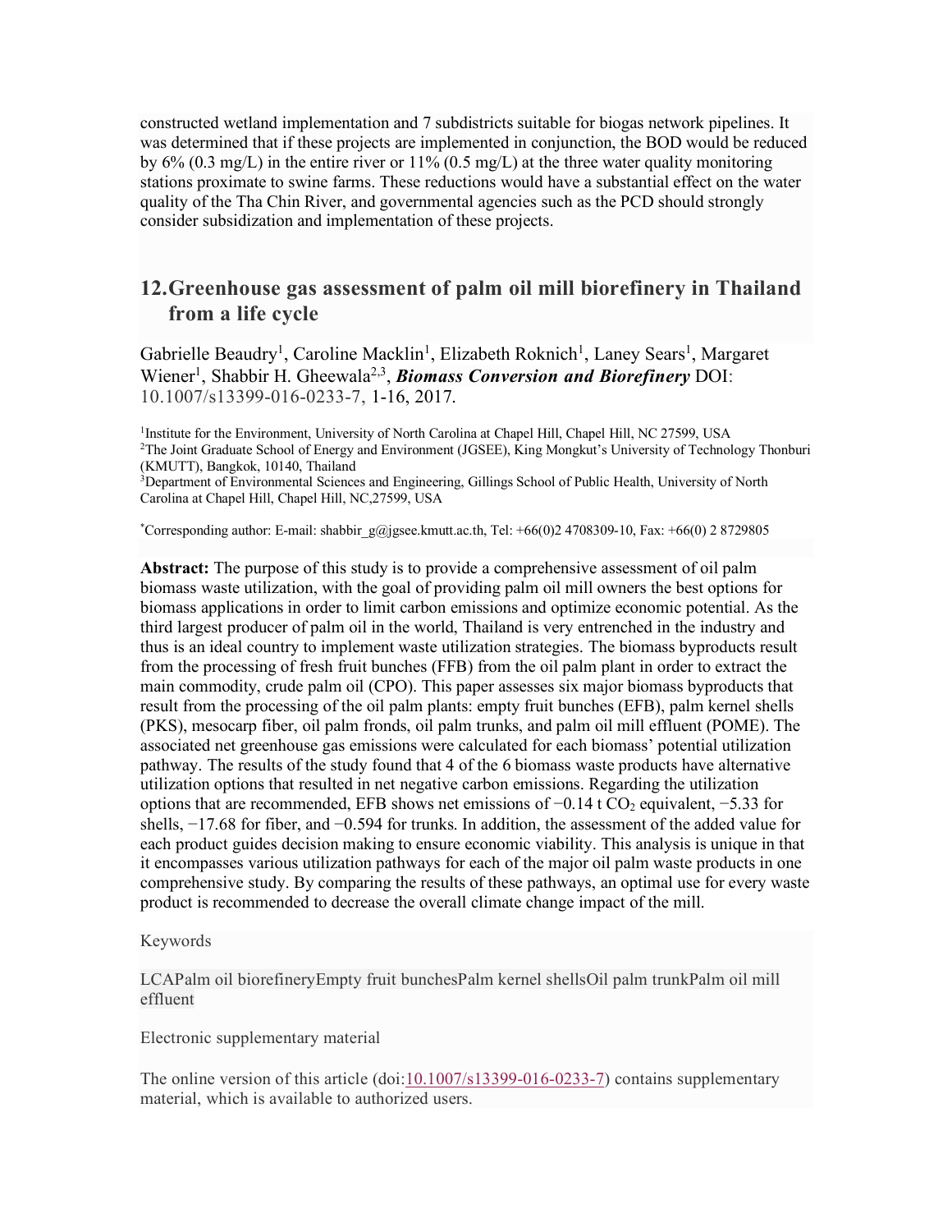constructed wetland implementation and 7 subdistricts suitable for biogas network pipelines. It was determined that if these projects are implemented in conjunction, the BOD would be reduced by 6% (0.3 mg/L) in the entire river or 11% (0.5 mg/L) at the three water quality monitoring stations proximate to swine farms. These reductions would have a substantial effect on the water quality of the Tha Chin River, and governmental agencies such as the PCD should strongly consider subsidization and implementation of these projects.

## 12. Greenhouse gas assessment of palm oil mill biorefinery in Thailand from a life cycle

Gabrielle Beaudry[1], Caroline Macklin[1], Elizabeth Roknich[1], Laney Sears[1], Margaret Wiener[1], Shabbir H. Gheewala[2,3], ***Biomass Conversion and Biorefinery*** DOI: 10.1007/s13399-016-0233-7, 1-16, 2017.

[1]Institute for the Environment, University of North Carolina at Chapel Hill, Chapel Hill, NC 27599, USA
[2]The Joint Graduate School of Energy and Environment (JGSEE), King Mongkut's University of Technology Thonburi (KMUTT), Bangkok, 10140, Thailand
[3]Department of Environmental Sciences and Engineering, Gillings School of Public Health, University of North Carolina at Chapel Hill, Chapel Hill, NC,27599, USA

[*]Corresponding author: E-mail: shabbir_g@jgsee.kmutt.ac.th, Tel: +66(0)2 4708309-10, Fax: +66(0) 2 8729805

**Abstract:** The purpose of this study is to provide a comprehensive assessment of oil palm biomass waste utilization, with the goal of providing palm oil mill owners the best options for biomass applications in order to limit carbon emissions and optimize economic potential. As the third largest producer of palm oil in the world, Thailand is very entrenched in the industry and thus is an ideal country to implement waste utilization strategies. The biomass byproducts result from the processing of fresh fruit bunches (FFB) from the oil palm plant in order to extract the main commodity, crude palm oil (CPO). This paper assesses six major biomass byproducts that result from the processing of the oil palm plants: empty fruit bunches (EFB), palm kernel shells (PKS), mesocarp fiber, oil palm fronds, oil palm trunks, and palm oil mill effluent (POME). The associated net greenhouse gas emissions were calculated for each biomass' potential utilization pathway. The results of the study found that 4 of the 6 biomass waste products have alternative utilization options that resulted in net negative carbon emissions. Regarding the utilization options that are recommended, EFB shows net emissions of −0.14 t $CO_2$ equivalent, −5.33 for shells, −17.68 for fiber, and −0.594 for trunks. In addition, the assessment of the added value for each product guides decision making to ensure economic viability. This analysis is unique in that it encompasses various utilization pathways for each of the major oil palm waste products in one comprehensive study. By comparing the results of these pathways, an optimal use for every waste product is recommended to decrease the overall climate change impact of the mill.

Keywords

LCAPalm oil biorefineryEmpty fruit bunchesPalm kernel shellsOil palm trunkPalm oil mill effluent

Electronic supplementary material

The online version of this article (doi:10.1007/s13399-016-0233-7) contains supplementary material, which is available to authorized users.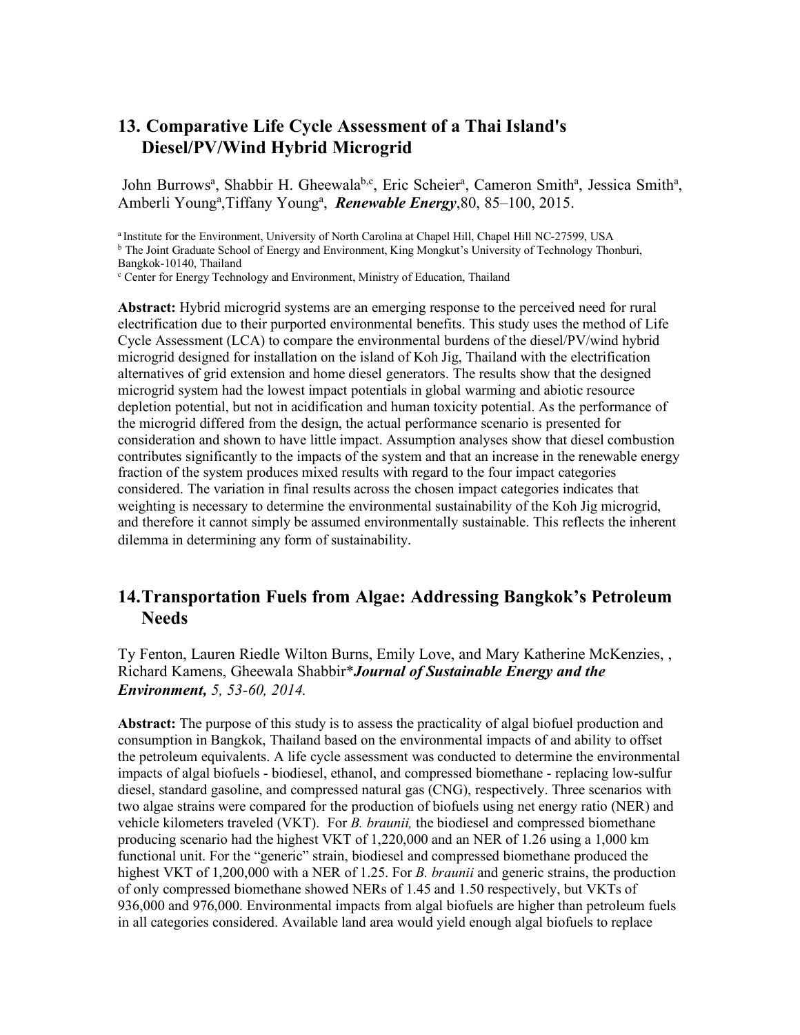## 13. Comparative Life Cycle Assessment of a Thai Island's Diesel/PV/Wind Hybrid Microgrid

John Burrows[a], Shabbir H. Gheewala[b,c], Eric Scheier[a], Cameron Smith[a], Jessica Smith[a], Amberli Young[a], Tiffany Young[a], ***Renewable Energy***, 80, 85–100, 2015.

[a] Institute for the Environment, University of North Carolina at Chapel Hill, Chapel Hill NC-27599, USA
[b] The Joint Graduate School of Energy and Environment, King Mongkut's University of Technology Thonburi, Bangkok-10140, Thailand
[c] Center for Energy Technology and Environment, Ministry of Education, Thailand

**Abstract:** Hybrid microgrid systems are an emerging response to the perceived need for rural electrification due to their purported environmental benefits. This study uses the method of Life Cycle Assessment (LCA) to compare the environmental burdens of the diesel/PV/wind hybrid microgrid designed for installation on the island of Koh Jig, Thailand with the electrification alternatives of grid extension and home diesel generators. The results show that the designed microgrid system had the lowest impact potentials in global warming and abiotic resource depletion potential, but not in acidification and human toxicity potential. As the performance of the microgrid differed from the design, the actual performance scenario is presented for consideration and shown to have little impact. Assumption analyses show that diesel combustion contributes significantly to the impacts of the system and that an increase in the renewable energy fraction of the system produces mixed results with regard to the four impact categories considered. The variation in final results across the chosen impact categories indicates that weighting is necessary to determine the environmental sustainability of the Koh Jig microgrid, and therefore it cannot simply be assumed environmentally sustainable. This reflects the inherent dilemma in determining any form of sustainability.

## 14. Transportation Fuels from Algae: Addressing Bangkok's Petroleum Needs

Ty Fenton, Lauren Riedle Wilton Burns, Emily Love, and Mary Katherine McKenzies, , Richard Kamens, Gheewala Shabbir* ***Journal of Sustainable Energy and the Environment,*** *5, 53-60, 2014.*

**Abstract:** The purpose of this study is to assess the practicality of algal biofuel production and consumption in Bangkok, Thailand based on the environmental impacts of and ability to offset the petroleum equivalents. A life cycle assessment was conducted to determine the environmental impacts of algal biofuels - biodiesel, ethanol, and compressed biomethane - replacing low-sulfur diesel, standard gasoline, and compressed natural gas (CNG), respectively. Three scenarios with two algae strains were compared for the production of biofuels using net energy ratio (NER) and vehicle kilometers traveled (VKT). For *B. braunii,* the biodiesel and compressed biomethane producing scenario had the highest VKT of 1,220,000 and an NER of 1.26 using a 1,000 km functional unit. For the "generic" strain, biodiesel and compressed biomethane produced the highest VKT of 1,200,000 with a NER of 1.25. For *B. braunii* and generic strains, the production of only compressed biomethane showed NERs of 1.45 and 1.50 respectively, but VKTs of 936,000 and 976,000. Environmental impacts from algal biofuels are higher than petroleum fuels in all categories considered. Available land area would yield enough algal biofuels to replace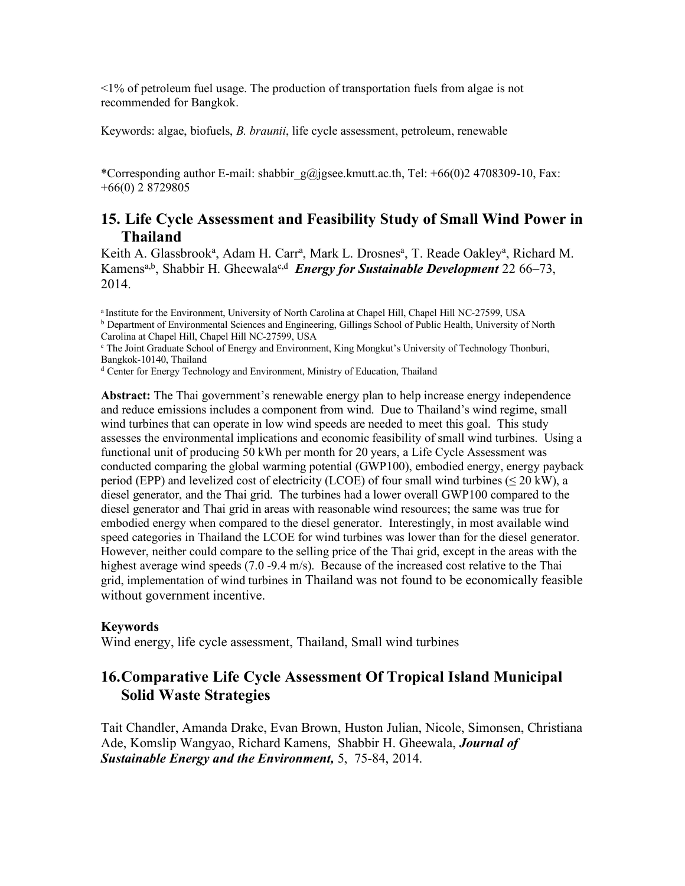<1% of petroleum fuel usage. The production of transportation fuels from algae is not recommended for Bangkok.

Keywords: algae, biofuels, *B. braunii*, life cycle assessment, petroleum, renewable

*Corresponding author E-mail: shabbir_g@jgsee.kmutt.ac.th, Tel: +66(0)2 4708309-10, Fax: +66(0) 2 8729805

## 15. Life Cycle Assessment and Feasibility Study of Small Wind Power in Thailand

Keith A. Glassbrook[a], Adam H. Carr[a], Mark L. Drosnes[a], T. Reade Oakley[a], Richard M. Kamens[a,b], Shabbir H. Gheewala[c,d] ***Energy for Sustainable Development*** 22 66–73, 2014.

[a] Institute for the Environment, University of North Carolina at Chapel Hill, Chapel Hill NC-27599, USA
[b] Department of Environmental Sciences and Engineering, Gillings School of Public Health, University of North Carolina at Chapel Hill, Chapel Hill NC-27599, USA
[c] The Joint Graduate School of Energy and Environment, King Mongkut's University of Technology Thonburi, Bangkok-10140, Thailand
[d] Center for Energy Technology and Environment, Ministry of Education, Thailand

**Abstract:** The Thai government's renewable energy plan to help increase energy independence and reduce emissions includes a component from wind. Due to Thailand's wind regime, small wind turbines that can operate in low wind speeds are needed to meet this goal. This study assesses the environmental implications and economic feasibility of small wind turbines. Using a functional unit of producing 50 kWh per month for 20 years, a Life Cycle Assessment was conducted comparing the global warming potential (GWP100), embodied energy, energy payback period (EPP) and levelized cost of electricity (LCOE) of four small wind turbines (≤ 20 kW), a diesel generator, and the Thai grid. The turbines had a lower overall GWP100 compared to the diesel generator and Thai grid in areas with reasonable wind resources; the same was true for embodied energy when compared to the diesel generator. Interestingly, in most available wind speed categories in Thailand the LCOE for wind turbines was lower than for the diesel generator. However, neither could compare to the selling price of the Thai grid, except in the areas with the highest average wind speeds (7.0 -9.4 m/s). Because of the increased cost relative to the Thai grid, implementation of wind turbines in Thailand was not found to be economically feasible without government incentive.

**Keywords**
Wind energy, life cycle assessment, Thailand, Small wind turbines

## 16. Comparative Life Cycle Assessment Of Tropical Island Municipal Solid Waste Strategies

Tait Chandler, Amanda Drake, Evan Brown, Huston Julian, Nicole, Simonsen, Christiana Ade, Komslip Wangyao, Richard Kamens, Shabbir H. Gheewala, ***Journal of Sustainable Energy and the Environment,*** 5, 75-84, 2014.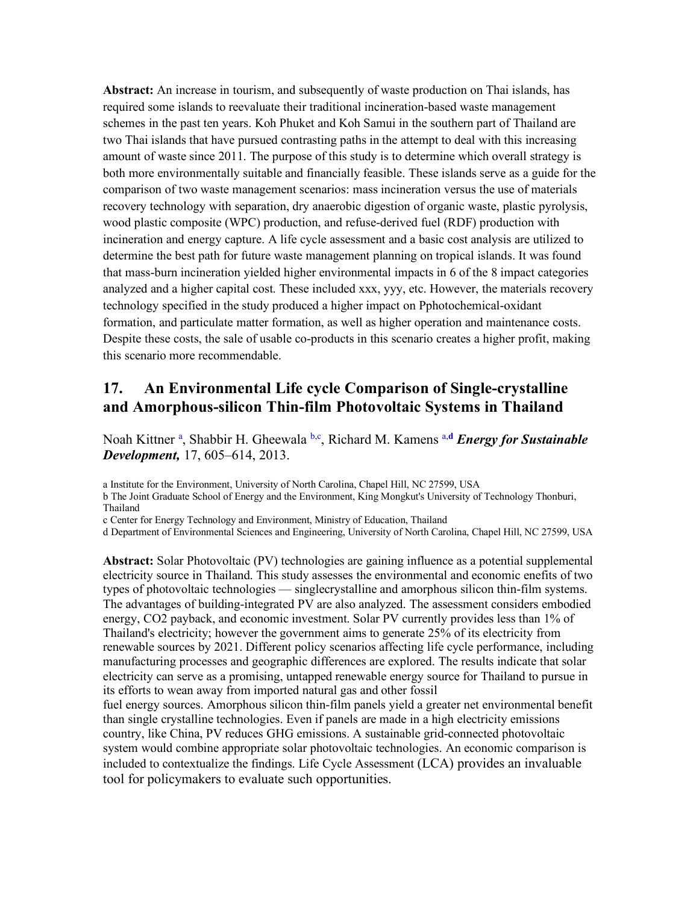**Abstract:** An increase in tourism, and subsequently of waste production on Thai islands, has required some islands to reevaluate their traditional incineration-based waste management schemes in the past ten years. Koh Phuket and Koh Samui in the southern part of Thailand are two Thai islands that have pursued contrasting paths in the attempt to deal with this increasing amount of waste since 2011. The purpose of this study is to determine which overall strategy is both more environmentally suitable and financially feasible. These islands serve as a guide for the comparison of two waste management scenarios: mass incineration versus the use of materials recovery technology with separation, dry anaerobic digestion of organic waste, plastic pyrolysis, wood plastic composite (WPC) production, and refuse-derived fuel (RDF) production with incineration and energy capture. A life cycle assessment and a basic cost analysis are utilized to determine the best path for future waste management planning on tropical islands. It was found that mass-burn incineration yielded higher environmental impacts in 6 of the 8 impact categories analyzed and a higher capital cost. These included xxx, yyy, etc. However, the materials recovery technology specified in the study produced a higher impact on Pphotochemical-oxidant formation, and particulate matter formation, as well as higher operation and maintenance costs. Despite these costs, the sale of usable co-products in this scenario creates a higher profit, making this scenario more recommendable.

## 17. An Environmental Life cycle Comparison of Single-crystalline and Amorphous-silicon Thin-film Photovoltaic Systems in Thailand

Noah Kittner [a], Shabbir H. Gheewala [b,c], Richard M. Kamens [a,d] ***Energy for Sustainable Development,*** 17, 605–614, 2013.

a Institute for the Environment, University of North Carolina, Chapel Hill, NC 27599, USA
b The Joint Graduate School of Energy and the Environment, King Mongkut's University of Technology Thonburi, Thailand
c Center for Energy Technology and Environment, Ministry of Education, Thailand
d Department of Environmental Sciences and Engineering, University of North Carolina, Chapel Hill, NC 27599, USA

**Abstract:** Solar Photovoltaic (PV) technologies are gaining influence as a potential supplemental electricity source in Thailand. This study assesses the environmental and economic enefits of two types of photovoltaic technologies — singlecrystalline and amorphous silicon thin-film systems. The advantages of building-integrated PV are also analyzed. The assessment considers embodied energy, CO2 payback, and economic investment. Solar PV currently provides less than 1% of Thailand's electricity; however the government aims to generate 25% of its electricity from renewable sources by 2021. Different policy scenarios affecting life cycle performance, including manufacturing processes and geographic differences are explored. The results indicate that solar electricity can serve as a promising, untapped renewable energy source for Thailand to pursue in its efforts to wean away from imported natural gas and other fossil
fuel energy sources. Amorphous silicon thin-film panels yield a greater net environmental benefit than single crystalline technologies. Even if panels are made in a high electricity emissions country, like China, PV reduces GHG emissions. A sustainable grid-connected photovoltaic system would combine appropriate solar photovoltaic technologies. An economic comparison is included to contextualize the findings. Life Cycle Assessment (LCA) provides an invaluable tool for policymakers to evaluate such opportunities.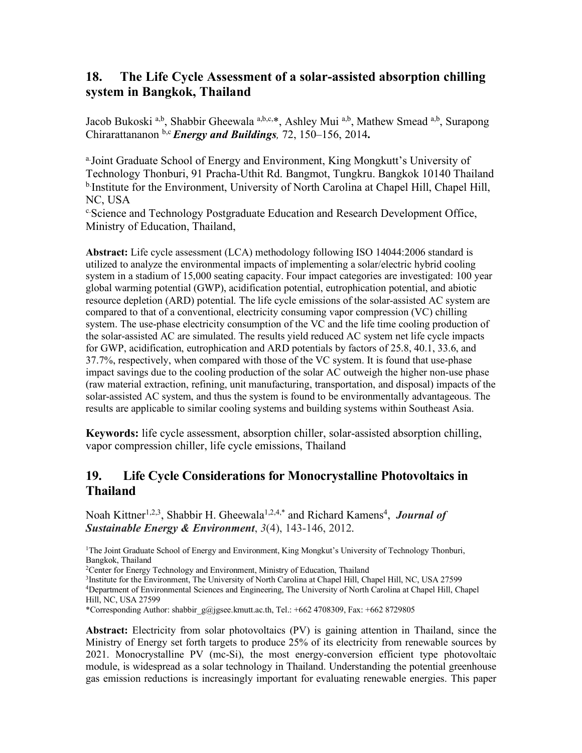## 18. The Life Cycle Assessment of a solar-assisted absorption chilling system in Bangkok, Thailand

Jacob Bukoski [a,b], Shabbir Gheewala [a,b,c,*], Ashley Mui [a,b], Mathew Smead [a,b], Surapong Chirarattananon [b,c] ***Energy and Buildings,*** **72, 150–156, 2014.**

[a.] Joint Graduate School of Energy and Environment, King Mongkutt's University of Technology Thonburi, 91 Pracha-Uthit Rd. Bangmot, Tungkru. Bangkok 10140 Thailand
[b.] Institute for the Environment, University of North Carolina at Chapel Hill, Chapel Hill, NC, USA
[c.] Science and Technology Postgraduate Education and Research Development Office, Ministry of Education, Thailand,

**Abstract:** Life cycle assessment (LCA) methodology following ISO 14044:2006 standard is utilized to analyze the environmental impacts of implementing a solar/electric hybrid cooling system in a stadium of 15,000 seating capacity. Four impact categories are investigated: 100 year global warming potential (GWP), acidification potential, eutrophication potential, and abiotic resource depletion (ARD) potential. The life cycle emissions of the solar-assisted AC system are compared to that of a conventional, electricity consuming vapor compression (VC) chilling system. The use-phase electricity consumption of the VC and the life time cooling production of the solar-assisted AC are simulated. The results yield reduced AC system net life cycle impacts for GWP, acidification, eutrophication and ARD potentials by factors of 25.8, 40.1, 33.6, and 37.7%, respectively, when compared with those of the VC system. It is found that use-phase impact savings due to the cooling production of the solar AC outweigh the higher non-use phase (raw material extraction, refining, unit manufacturing, transportation, and disposal) impacts of the solar-assisted AC system, and thus the system is found to be environmentally advantageous. The results are applicable to similar cooling systems and building systems within Southeast Asia.

**Keywords:** life cycle assessment, absorption chiller, solar-assisted absorption chilling, vapor compression chiller, life cycle emissions, Thailand

## 19. Life Cycle Considerations for Monocrystalline Photovoltaics in Thailand

Noah Kittner[1,2,3], Shabbir H. Gheewala[1,2,4,*] and Richard Kamens[4], ***Journal of Sustainable Energy & Environment***, *3*(4), 143-146, 2012.

[1]The Joint Graduate School of Energy and Environment, King Mongkut's University of Technology Thonburi, Bangkok, Thailand
[2]Center for Energy Technology and Environment, Ministry of Education, Thailand
[3]Institute for the Environment, The University of North Carolina at Chapel Hill, Chapel Hill, NC, USA 27599
[4]Department of Environmental Sciences and Engineering, The University of North Carolina at Chapel Hill, Chapel Hill, NC, USA 27599
*Corresponding Author: shabbir_g@jgsee.kmutt.ac.th, Tel.: +662 4708309, Fax: +662 8729805

**Abstract:** Electricity from solar photovoltaics (PV) is gaining attention in Thailand, since the Ministry of Energy set forth targets to produce 25% of its electricity from renewable sources by 2021. Monocrystalline PV (mc-Si), the most energy-conversion efficient type photovoltaic module, is widespread as a solar technology in Thailand. Understanding the potential greenhouse gas emission reductions is increasingly important for evaluating renewable energies. This paper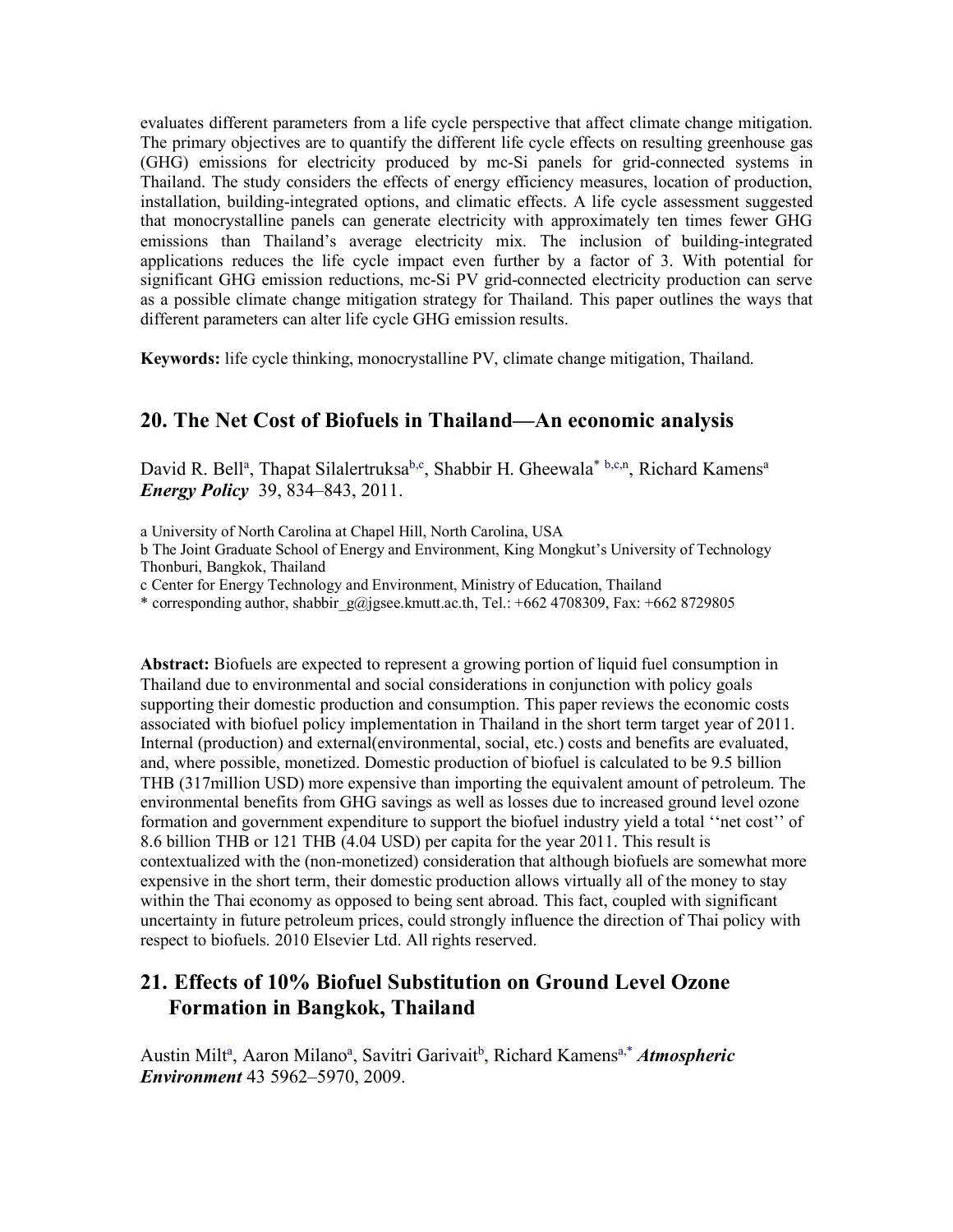evaluates different parameters from a life cycle perspective that affect climate change mitigation. The primary objectives are to quantify the different life cycle effects on resulting greenhouse gas (GHG) emissions for electricity produced by mc-Si panels for grid-connected systems in Thailand. The study considers the effects of energy efficiency measures, location of production, installation, building-integrated options, and climatic effects. A life cycle assessment suggested that monocrystalline panels can generate electricity with approximately ten times fewer GHG emissions than Thailand's average electricity mix. The inclusion of building-integrated applications reduces the life cycle impact even further by a factor of 3. With potential for significant GHG emission reductions, mc-Si PV grid-connected electricity production can serve as a possible climate change mitigation strategy for Thailand. This paper outlines the ways that different parameters can alter life cycle GHG emission results.

**Keywords:** life cycle thinking, monocrystalline PV, climate change mitigation, Thailand.

## 20. The Net Cost of Biofuels in Thailand—An economic analysis

David R. Bell[a], Thapat Silalertruksa[b,c], Shabbir H. Gheewala[* b,c,n], Richard Kamens[a]
***Energy Policy*** 39, 834–843, 2011.

a University of North Carolina at Chapel Hill, North Carolina, USA
b The Joint Graduate School of Energy and Environment, King Mongkut's University of Technology Thonburi, Bangkok, Thailand
c Center for Energy Technology and Environment, Ministry of Education, Thailand
* corresponding author, shabbir_g@jgsee.kmutt.ac.th, Tel.: +662 4708309, Fax: +662 8729805

**Abstract:** Biofuels are expected to represent a growing portion of liquid fuel consumption in Thailand due to environmental and social considerations in conjunction with policy goals supporting their domestic production and consumption. This paper reviews the economic costs associated with biofuel policy implementation in Thailand in the short term target year of 2011. Internal (production) and external(environmental, social, etc.) costs and benefits are evaluated, and, where possible, monetized. Domestic production of biofuel is calculated to be 9.5 billion THB (317million USD) more expensive than importing the equivalent amount of petroleum. The environmental benefits from GHG savings as well as losses due to increased ground level ozone formation and government expenditure to support the biofuel industry yield a total ''net cost'' of 8.6 billion THB or 121 THB (4.04 USD) per capita for the year 2011. This result is contextualized with the (non-monetized) consideration that although biofuels are somewhat more expensive in the short term, their domestic production allows virtually all of the money to stay within the Thai economy as opposed to being sent abroad. This fact, coupled with significant uncertainty in future petroleum prices, could strongly influence the direction of Thai policy with respect to biofuels. 2010 Elsevier Ltd. All rights reserved.

## 21. Effects of 10% Biofuel Substitution on Ground Level Ozone Formation in Bangkok, Thailand

Austin Milt[a], Aaron Milano[a], Savitri Garivait[b], Richard Kamens[a,*] ***Atmospheric Environment*** 43 5962–5970, 2009.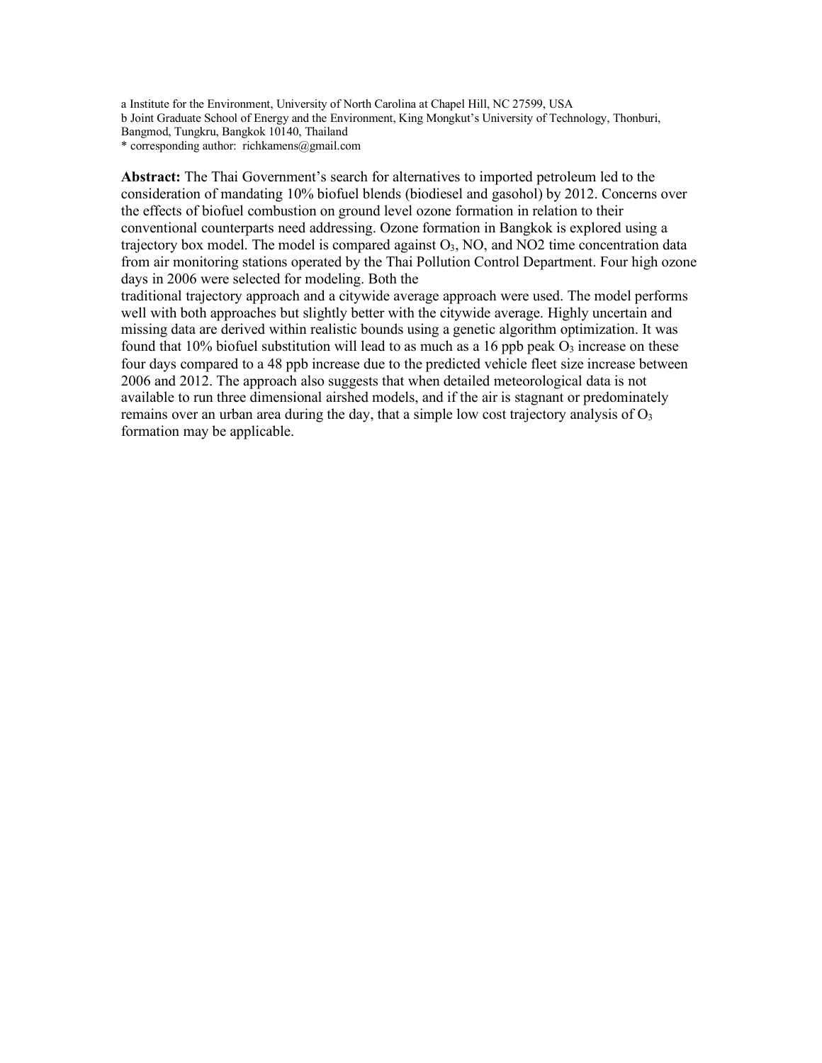a Institute for the Environment, University of North Carolina at Chapel Hill, NC 27599, USA
b Joint Graduate School of Energy and the Environment, King Mongkut's University of Technology, Thonburi, Bangmod, Tungkru, Bangkok 10140, Thailand
* corresponding author: richkamens@gmail.com

**Abstract:** The Thai Government's search for alternatives to imported petroleum led to the consideration of mandating 10% biofuel blends (biodiesel and gasohol) by 2012. Concerns over the effects of biofuel combustion on ground level ozone formation in relation to their conventional counterparts need addressing. Ozone formation in Bangkok is explored using a trajectory box model. The model is compared against $O_3$, NO, and NO2 time concentration data from air monitoring stations operated by the Thai Pollution Control Department. Four high ozone days in 2006 were selected for modeling. Both the traditional trajectory approach and a citywide average approach were used. The model performs well with both approaches but slightly better with the citywide average. Highly uncertain and missing data are derived within realistic bounds using a genetic algorithm optimization. It was found that 10% biofuel substitution will lead to as much as a 16 ppb peak $O_3$ increase on these four days compared to a 48 ppb increase due to the predicted vehicle fleet size increase between 2006 and 2012. The approach also suggests that when detailed meteorological data is not available to run three dimensional airshed models, and if the air is stagnant or predominately remains over an urban area during the day, that a simple low cost trajectory analysis of $O_3$ formation may be applicable.